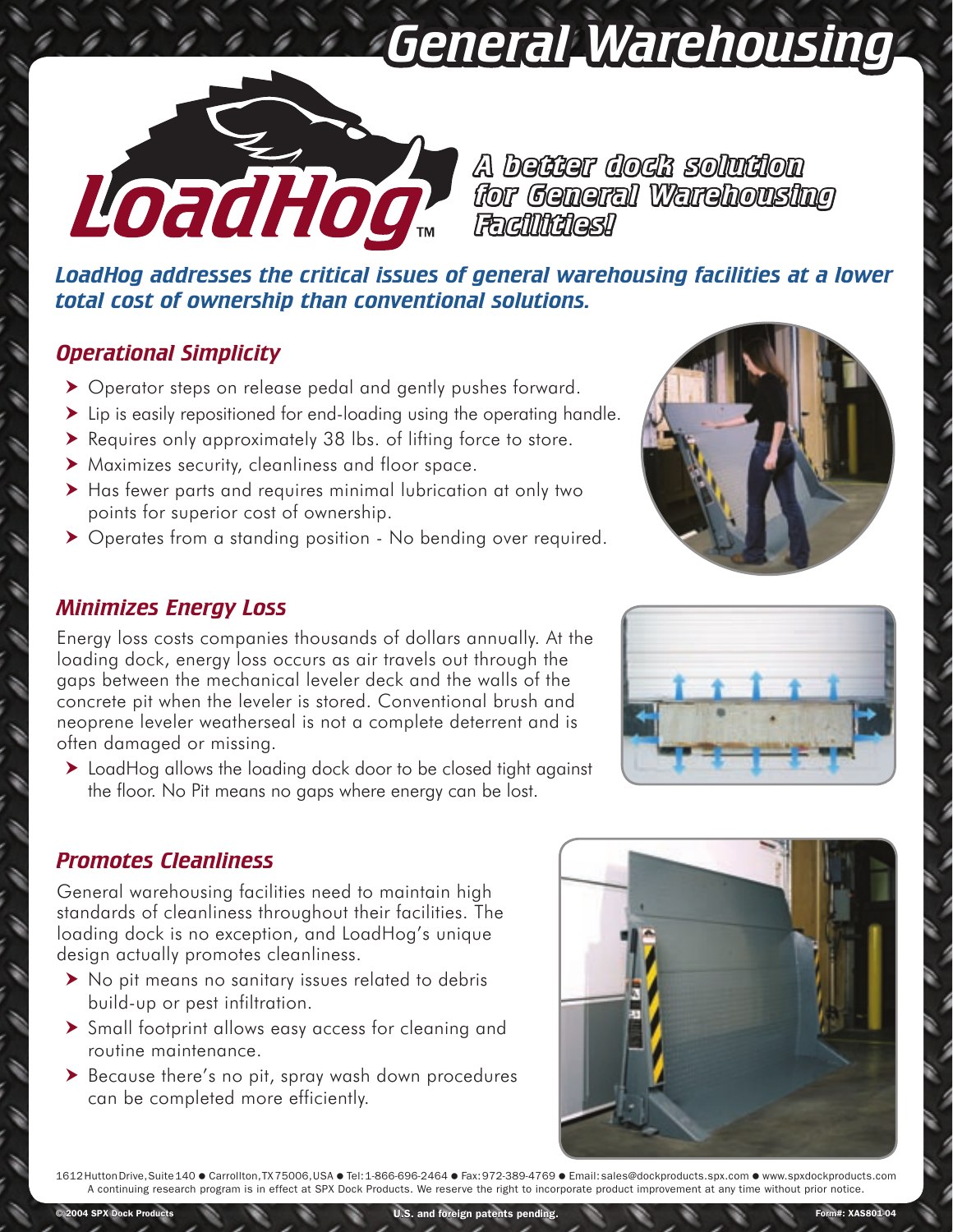# General Warehousing

**LoadHog™**

## A better dock solution for General Warehousing Facilities!

***LoadHog addresses the critical issues of general warehousing facilities at a lower total cost of ownership than conventional solutions.***

### *Operational Simplicity*

- Operator steps on release pedal and gently pushes forward.
- Lip is easily repositioned for end-loading using the operating handle.
- Requires only approximately 38 lbs. of lifting force to store.
- Maximizes security, cleanliness and floor space.
- Has fewer parts and requires minimal lubrication at only two points for superior cost of ownership.
- Operates from a standing position - No bending over required.

### *Minimizes Energy Loss*

Energy loss costs companies thousands of dollars annually. At the loading dock, energy loss occurs as air travels out through the gaps between the mechanical leveler deck and the walls of the concrete pit when the leveler is stored. Conventional brush and neoprene leveler weatherseal is not a complete deterrent and is often damaged or missing.

- LoadHog allows the loading dock door to be closed tight against the floor. No Pit means no gaps where energy can be lost.

### *Promotes Cleanliness*

General warehousing facilities need to maintain high standards of cleanliness throughout their facilities. The loading dock is no exception, and LoadHog's unique design actually promotes cleanliness.

- No pit means no sanitary issues related to debris build-up or pest infiltration.
- Small footprint allows easy access for cleaning and routine maintenance.
- Because there's no pit, spray wash down procedures can be completed more efficiently.

1612 Hutton Drive, Suite 140 ● Carrollton, TX 75006, USA ● Tel: 1-866-696-2464 ● Fax: 972-389-4769 ● Email: sales@dockproducts.spx.com ● www.spxdockproducts.com

A continuing research program is in effect at SPX Dock Products. We reserve the right to incorporate product improvement at any time without prior notice.

© 2004 SPX Dock Products U.S. and foreign patents pending. Form#: XAS801-04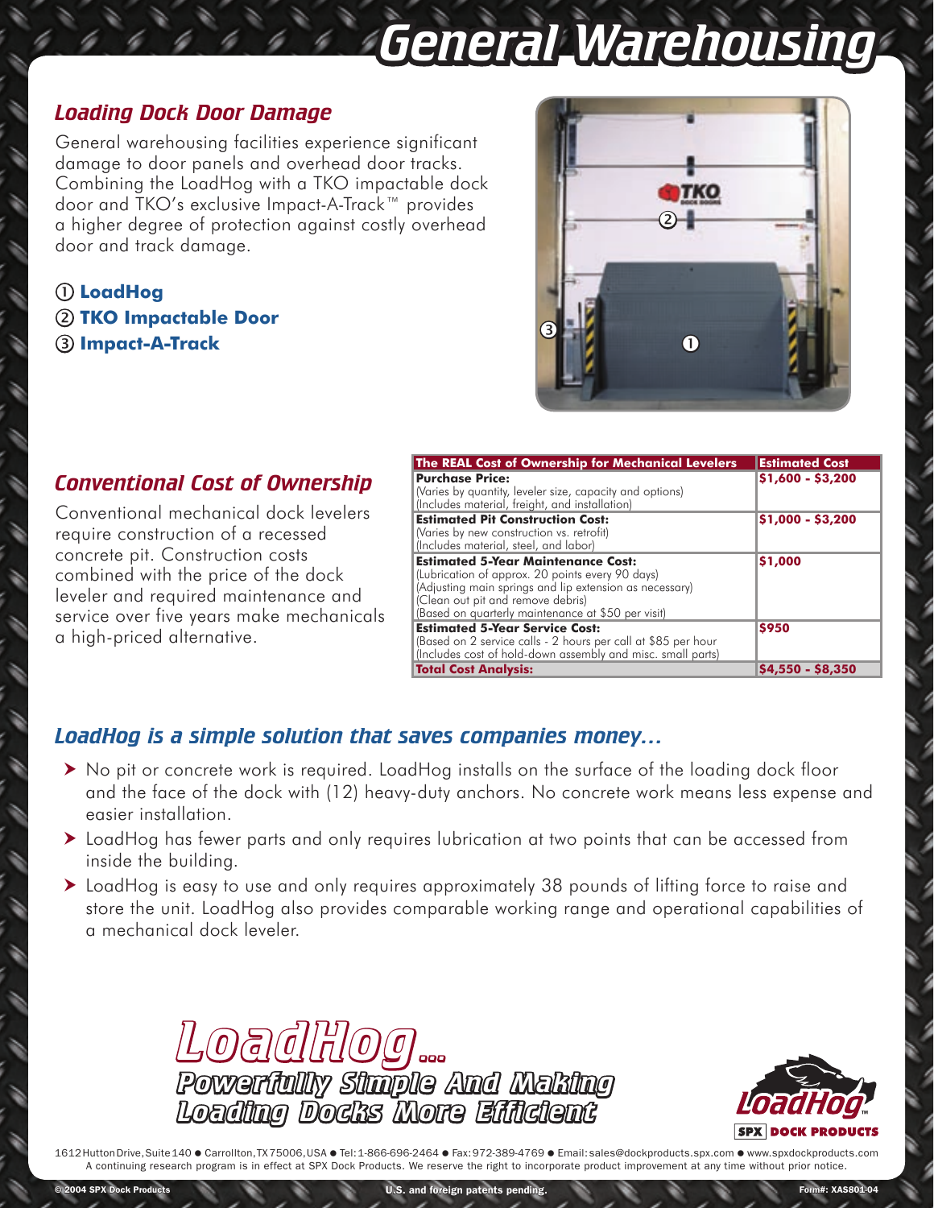# General Warehousing

## Loading Dock Door Damage

General warehousing facilities experience significant damage to door panels and overhead door tracks. Combining the LoadHog with a TKO impactable dock door and TKO's exclusive Impact-A-Track™ provides a higher degree of protection against costly overhead door and track damage.

① **LoadHog**
② **TKO Impactable Door**
③ **Impact-A-Track**

## Conventional Cost of Ownership

Conventional mechanical dock levelers require construction of a recessed concrete pit. Construction costs combined with the price of the dock leveler and required maintenance and service over five years make mechanicals a high-priced alternative.

| The REAL Cost of Ownership for Mechanical Levelers | Estimated Cost |
|---|---|
| **Purchase Price:** (Varies by quantity, leveler size, capacity and options) (Includes material, freight, and installation) | $1,600 - $3,200 |
| **Estimated Pit Construction Cost:** (Varies by new construction vs. retrofit) (Includes material, steel, and labor) | $1,000 - $3,200 |
| **Estimated 5-Year Maintenance Cost:** (Lubrication of approx. 20 points every 90 days) (Adjusting main springs and lip extension as necessary) (Clean out pit and remove debris) (Based on quarterly maintenance at $50 per visit) | $1,000 |
| **Estimated 5-Year Service Cost:** (Based on 2 service calls - 2 hours per call at $85 per hour (Includes cost of hold-down assembly and misc. small parts) | $950 |
| **Total Cost Analysis:** | $4,550 - $8,350 |

## LoadHog is a simple solution that saves companies money...

- No pit or concrete work is required. LoadHog installs on the surface of the loading dock floor and the face of the dock with (12) heavy-duty anchors. No concrete work means less expense and easier installation.
- LoadHog has fewer parts and only requires lubrication at two points that can be accessed from inside the building.
- LoadHog is easy to use and only requires approximately 38 pounds of lifting force to raise and store the unit. LoadHog also provides comparable working range and operational capabilities of a mechanical dock leveler.

**LoadHog... Powerfully Simple And Making Loading Docks More Efficient**

LoadHog™ SPX DOCK PRODUCTS

1612 Hutton Drive, Suite 140 ● Carrollton, TX 75006, USA ● Tel: 1-866-696-2464 ● Fax: 972-389-4769 ● Email: sales@dockproducts.spx.com ● www.spxdockproducts.com
A continuing research program is in effect at SPX Dock Products. We reserve the right to incorporate product improvement at any time without prior notice.

© 2004 SPX Dock Products U.S. and foreign patents pending. Form#: XAS801-04